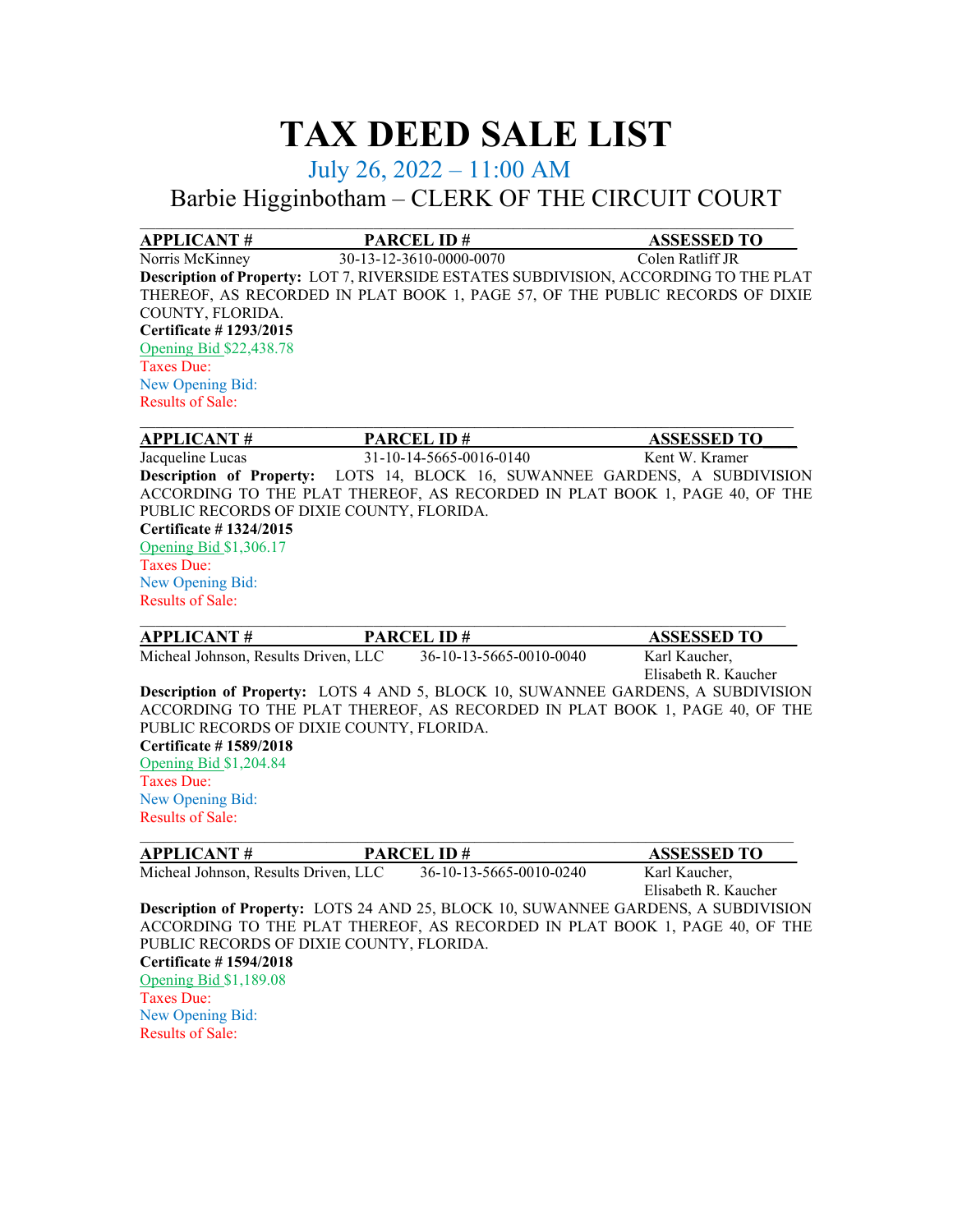# TAX DEED SALE LIST

## July 26, 2022 – 11:00 AM

## Barbie Higginbotham – CLERK OF THE CIRCUIT COURT

| APPLICANT # | PARCEL ID # | ASSESSED TO |
| --- | --- | --- |
| Norris McKinney | 30-13-12-3610-0000-0070 | Colen Ratliff JR |

**Description of Property:** LOT 7, RIVERSIDE ESTATES SUBDIVISION, ACCORDING TO THE PLAT THEREOF, AS RECORDED IN PLAT BOOK 1, PAGE 57, OF THE PUBLIC RECORDS OF DIXIE COUNTY, FLORIDA.

**Certificate # 1293/2015**

Opening Bid $22,438.78

Taxes Due:

New Opening Bid:

Results of Sale:

| APPLICANT # | PARCEL ID # | ASSESSED TO |
| --- | --- | --- |
| Jacqueline Lucas | 31-10-14-5665-0016-0140 | Kent W. Kramer |

**Description of Property:** LOTS 14, BLOCK 16, SUWANNEE GARDENS, A SUBDIVISION ACCORDING TO THE PLAT THEREOF, AS RECORDED IN PLAT BOOK 1, PAGE 40, OF THE PUBLIC RECORDS OF DIXIE COUNTY, FLORIDA.

**Certificate # 1324/2015**

Opening Bid $1,306.17

Taxes Due:

New Opening Bid:

Results of Sale:

| APPLICANT # | PARCEL ID # | ASSESSED TO |
| --- | --- | --- |
| Micheal Johnson, Results Driven, LLC | 36-10-13-5665-0010-0040 | Karl Kaucher, Elisabeth R. Kaucher |

**Description of Property:** LOTS 4 AND 5, BLOCK 10, SUWANNEE GARDENS, A SUBDIVISION ACCORDING TO THE PLAT THEREOF, AS RECORDED IN PLAT BOOK 1, PAGE 40, OF THE PUBLIC RECORDS OF DIXIE COUNTY, FLORIDA.

**Certificate # 1589/2018**

Opening Bid $1,204.84

Taxes Due:

New Opening Bid:

Results of Sale:

| APPLICANT # | PARCEL ID # | ASSESSED TO |
| --- | --- | --- |
| Micheal Johnson, Results Driven, LLC | 36-10-13-5665-0010-0240 | Karl Kaucher, Elisabeth R. Kaucher |

**Description of Property:** LOTS 24 AND 25, BLOCK 10, SUWANNEE GARDENS, A SUBDIVISION ACCORDING TO THE PLAT THEREOF, AS RECORDED IN PLAT BOOK 1, PAGE 40, OF THE PUBLIC RECORDS OF DIXIE COUNTY, FLORIDA.

**Certificate # 1594/2018**

Opening Bid $1,189.08

Taxes Due:

New Opening Bid:

Results of Sale: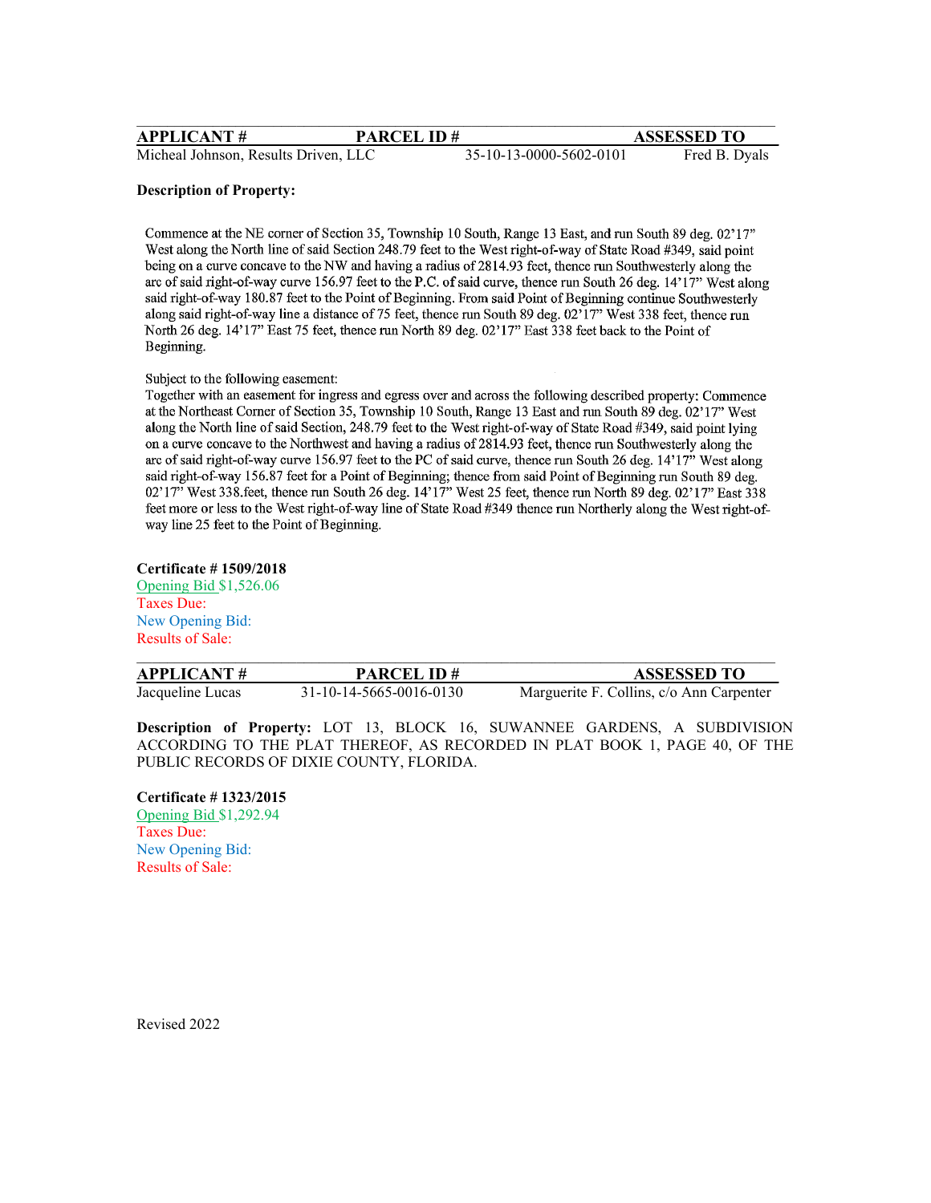| APPLICANT # | PARCEL ID # | ASSESSED TO |
| --- | --- | --- |
| Micheal Johnson, Results Driven, LLC | 35-10-13-0000-5602-0101 | Fred B. Dyals |

**Description of Property:**

Commence at the NE corner of Section 35, Township 10 South, Range 13 East, and run South 89 deg. 02'17" West along the North line of said Section 248.79 feet to the West right-of-way of State Road #349, said point being on a curve concave to the NW and having a radius of 2814.93 feet, thence run Southwesterly along the arc of said right-of-way curve 156.97 feet to the P.C. of said curve, thence run South 26 deg. 14'17" West along said right-of-way 180.87 feet to the Point of Beginning. From said Point of Beginning continue Southwesterly along said right-of-way line a distance of 75 feet, thence run South 89 deg. 02'17" West 338 feet, thence run North 26 deg. 14'17" East 75 feet, thence run North 89 deg. 02'17" East 338 feet back to the Point of Beginning.

Subject to the following easement:
Together with an easement for ingress and egress over and across the following described property: Commence at the Northeast Corner of Section 35, Township 10 South, Range 13 East and run South 89 deg. 02'17" West along the North line of said Section, 248.79 feet to the West right-of-way of State Road #349, said point lying on a curve concave to the Northwest and having a radius of 2814.93 feet, thence run Southwesterly along the arc of said right-of-way curve 156.97 feet to the PC of said curve, thence run South 26 deg. 14'17" West along said right-of-way 156.87 feet for a Point of Beginning; thence from said Point of Beginning run South 89 deg. 02'17" West 338.feet, thence run South 26 deg. 14'17" West 25 feet, thence run North 89 deg. 02'17" East 338 feet more or less to the West right-of-way line of State Road #349 thence run Northerly along the West right-of-way line 25 feet to the Point of Beginning.

**Certificate # 1509/2018**
Opening Bid $1,526.06
Taxes Due:
New Opening Bid:
Results of Sale:

| APPLICANT # | PARCEL ID # | ASSESSED TO |
| --- | --- | --- |
| Jacqueline Lucas | 31-10-14-5665-0016-0130 | Marguerite F. Collins, c/o Ann Carpenter |

**Description of Property:** LOT 13, BLOCK 16, SUWANNEE GARDENS, A SUBDIVISION ACCORDING TO THE PLAT THEREOF, AS RECORDED IN PLAT BOOK 1, PAGE 40, OF THE PUBLIC RECORDS OF DIXIE COUNTY, FLORIDA.

**Certificate # 1323/2015**
Opening Bid $1,292.94
Taxes Due:
New Opening Bid:
Results of Sale:

Revised 2022